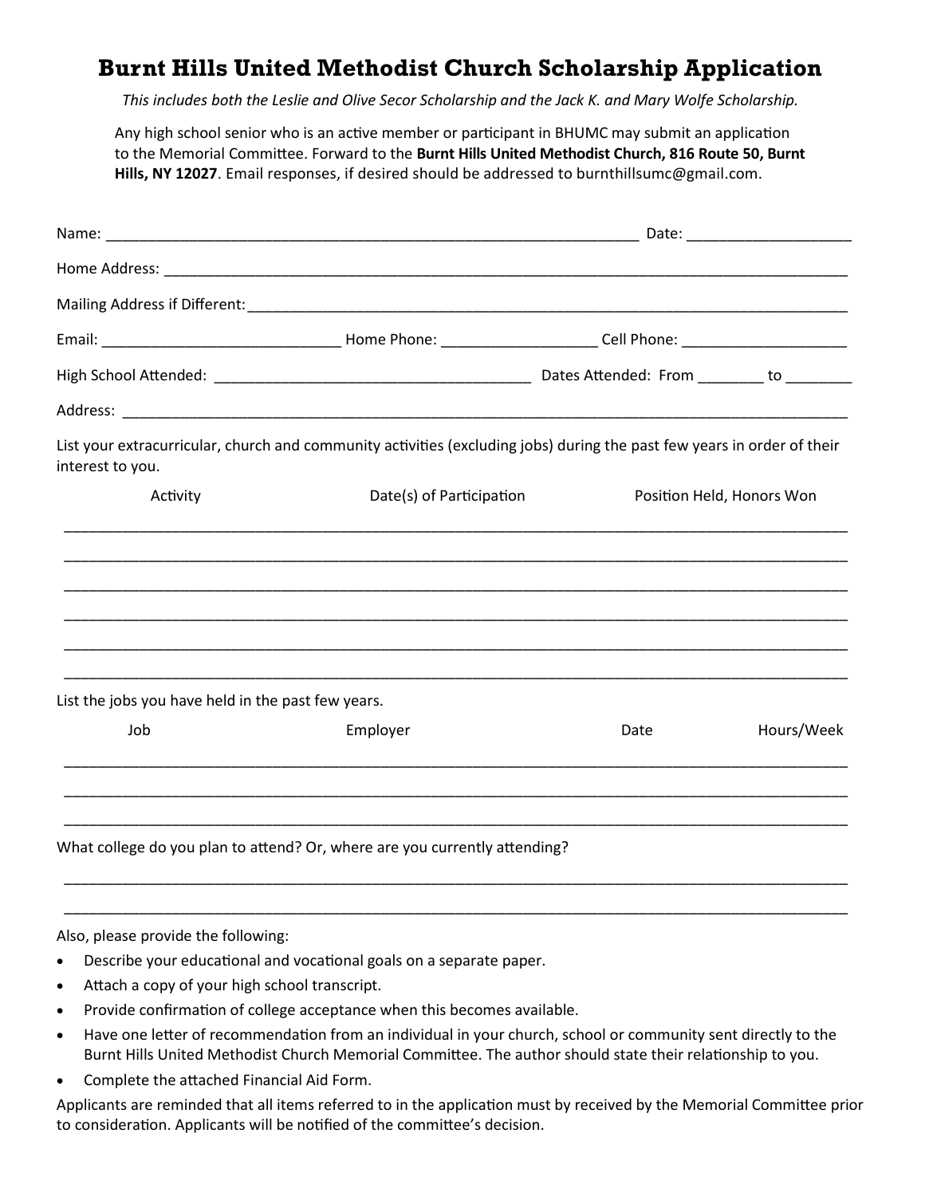# Burnt Hills United Methodist Church Scholarship Application

*This includes both the Leslie and Olive Secor Scholarship and the Jack K. and Mary Wolfe Scholarship.*

Any high school senior who is an active member or participant in BHUMC may submit an application to the Memorial Committee. Forward to the **Burnt Hills United Methodist Church, 816 Route 50, Burnt Hills, NY 12027**. Email responses, if desired should be addressed to burnthillsumc@gmail.com.

Name: ___________________________________________________________________ Date: ____________________

Home Address: ____________________________________________________________________________________

Mailing Address if Different: ______________________________________________________________________

Email: ____________________________ Home Phone: __________________ Cell Phone: ____________________

High School Attended: ______________________________________ Dates Attended: From ________ to ________

Address: __________________________________________________________________________________________

List your extracurricular, church and community activities (excluding jobs) during the past few years in order of their interest to you.

| Activity | Date(s) of Participation | Position Held, Honors Won |
| --- | --- | --- |
| | | |
| | | |
| | | |
| | | |
| | | |
| | | |

List the jobs you have held in the past few years.

| Job | Employer | Date | Hours/Week |
| --- | --- | --- | --- |
| | | | |
| | | | |
| | | | |

What college do you plan to attend? Or, where are you currently attending?

____________________________________________________________________________________________________

____________________________________________________________________________________________________

Also, please provide the following:

- Describe your educational and vocational goals on a separate paper.
- Attach a copy of your high school transcript.
- Provide confirmation of college acceptance when this becomes available.
- Have one letter of recommendation from an individual in your church, school or community sent directly to the Burnt Hills United Methodist Church Memorial Committee. The author should state their relationship to you.
- Complete the attached Financial Aid Form.

Applicants are reminded that all items referred to in the application must by received by the Memorial Committee prior to consideration. Applicants will be notified of the committee's decision.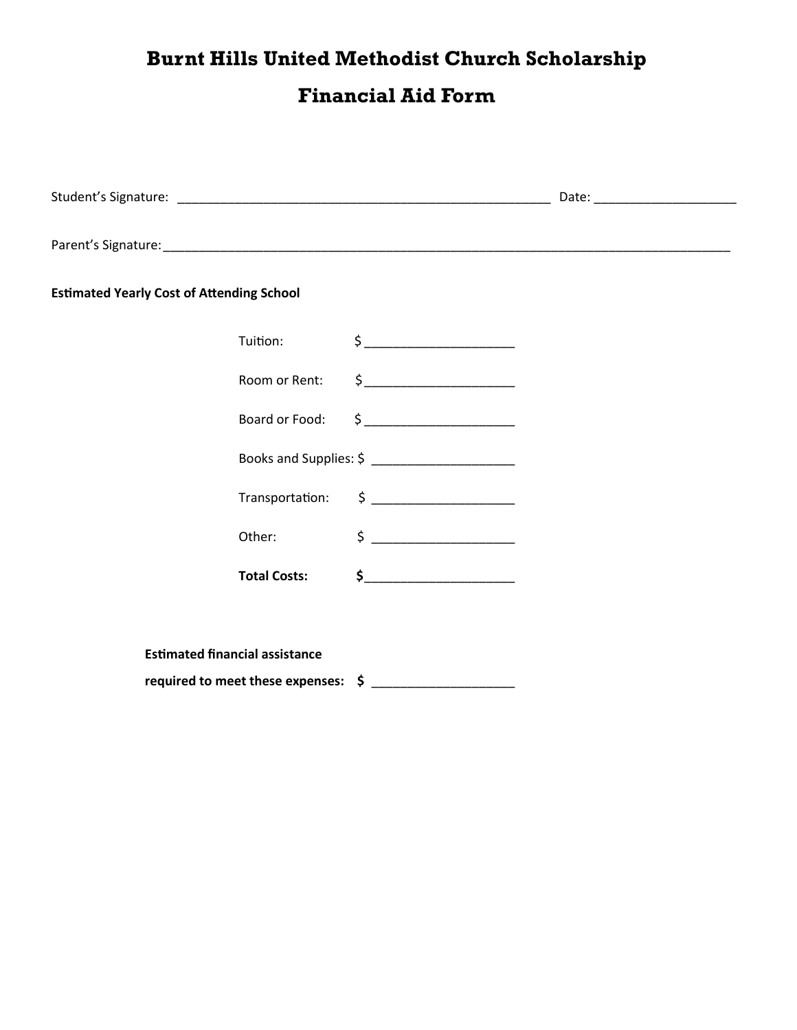# Burnt Hills United Methodist Church Scholarship

## Financial Aid Form

Student's Signature: ______________________________________________________ Date: ____________________

Parent's Signature: _______________________________________________________________________________________

**Estimated Yearly Cost of Attending School**

Tuition: $ ______________________

Room or Rent: $ ______________________

Board or Food: $ ______________________

Books and Supplies: $ ____________________

Transportation: $ ____________________

Other: $ ____________________

**Total Costs:** **$**______________________

**Estimated financial assistance**

**required to meet these expenses: $** ____________________